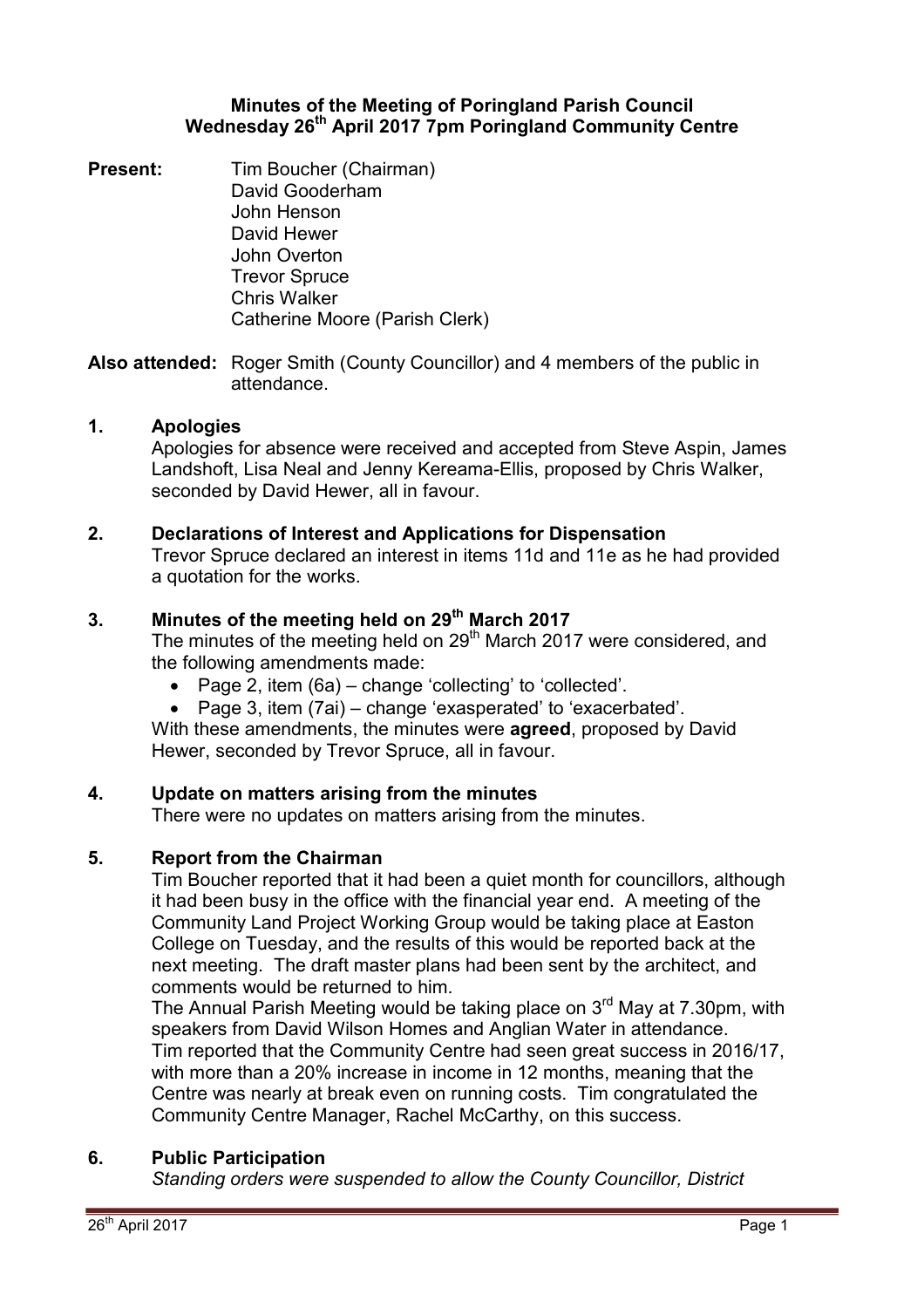# Minutes of the Meeting of Poringland Parish Council
## Wednesday 26th April 2017 7pm Poringland Community Centre

**Present:** Tim Boucher (Chairman)
David Gooderham
John Henson
David Hewer
John Overton
Trevor Spruce
Chris Walker
Catherine Moore (Parish Clerk)

**Also attended:** Roger Smith (County Councillor) and 4 members of the public in attendance.

**1. Apologies**

Apologies for absence were received and accepted from Steve Aspin, James Landshoft, Lisa Neal and Jenny Kereama-Ellis, proposed by Chris Walker, seconded by David Hewer, all in favour.

**2. Declarations of Interest and Applications for Dispensation**

Trevor Spruce declared an interest in items 11d and 11e as he had provided a quotation for the works.

**3. Minutes of the meeting held on 29th March 2017**

The minutes of the meeting held on 29th March 2017 were considered, and the following amendments made:

- Page 2, item (6a) – change 'collecting' to 'collected'.
- Page 3, item (7ai) – change 'exasperated' to 'exacerbated'.

With these amendments, the minutes were **agreed**, proposed by David Hewer, seconded by Trevor Spruce, all in favour.

**4. Update on matters arising from the minutes**

There were no updates on matters arising from the minutes.

**5. Report from the Chairman**

Tim Boucher reported that it had been a quiet month for councillors, although it had been busy in the office with the financial year end. A meeting of the Community Land Project Working Group would be taking place at Easton College on Tuesday, and the results of this would be reported back at the next meeting. The draft master plans had been sent by the architect, and comments would be returned to him.

The Annual Parish Meeting would be taking place on 3rd May at 7.30pm, with speakers from David Wilson Homes and Anglian Water in attendance.

Tim reported that the Community Centre had seen great success in 2016/17, with more than a 20% increase in income in 12 months, meaning that the Centre was nearly at break even on running costs. Tim congratulated the Community Centre Manager, Rachel McCarthy, on this success.

**6. Public Participation**

*Standing orders were suspended to allow the County Councillor, District*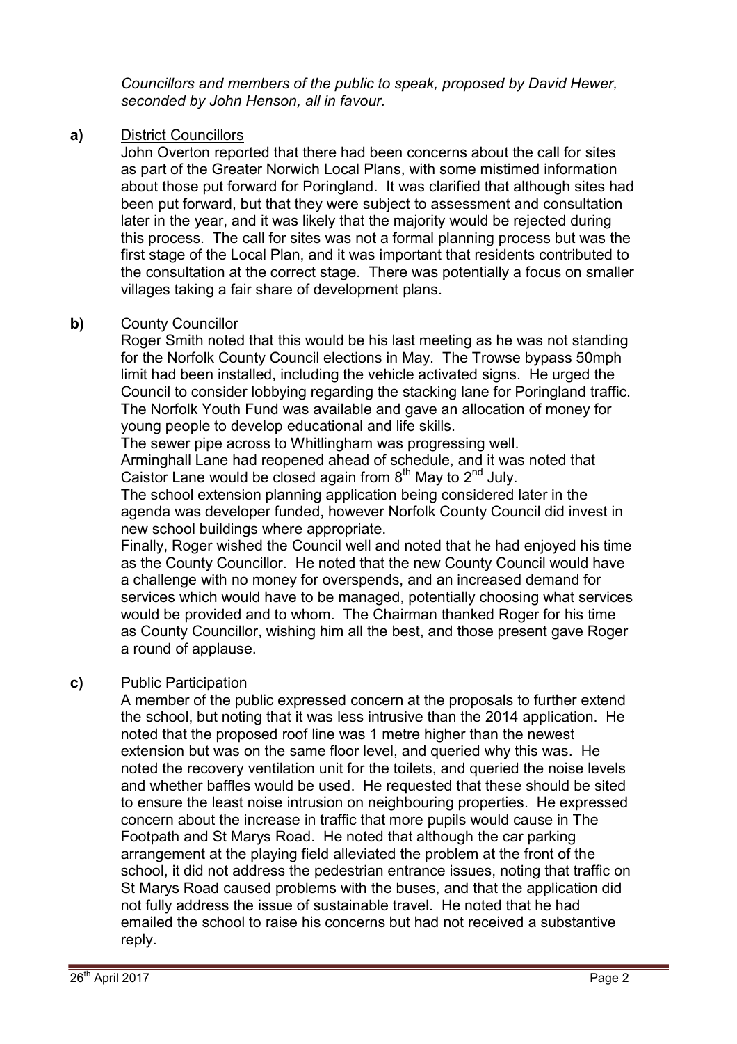*Councillors and members of the public to speak, proposed by David Hewer, seconded by John Henson, all in favour.*

**a)** District Councillors

John Overton reported that there had been concerns about the call for sites as part of the Greater Norwich Local Plans, with some mistimed information about those put forward for Poringland. It was clarified that although sites had been put forward, but that they were subject to assessment and consultation later in the year, and it was likely that the majority would be rejected during this process. The call for sites was not a formal planning process but was the first stage of the Local Plan, and it was important that residents contributed to the consultation at the correct stage. There was potentially a focus on smaller villages taking a fair share of development plans.

**b)** County Councillor

Roger Smith noted that this would be his last meeting as he was not standing for the Norfolk County Council elections in May. The Trowse bypass 50mph limit had been installed, including the vehicle activated signs. He urged the Council to consider lobbying regarding the stacking lane for Poringland traffic. The Norfolk Youth Fund was available and gave an allocation of money for young people to develop educational and life skills.

The sewer pipe across to Whitlingham was progressing well.

Arminghall Lane had reopened ahead of schedule, and it was noted that Caistor Lane would be closed again from 8th May to 2nd July.

The school extension planning application being considered later in the agenda was developer funded, however Norfolk County Council did invest in new school buildings where appropriate.

Finally, Roger wished the Council well and noted that he had enjoyed his time as the County Councillor. He noted that the new County Council would have a challenge with no money for overspends, and an increased demand for services which would have to be managed, potentially choosing what services would be provided and to whom. The Chairman thanked Roger for his time as County Councillor, wishing him all the best, and those present gave Roger a round of applause.

**c)** Public Participation

A member of the public expressed concern at the proposals to further extend the school, but noting that it was less intrusive than the 2014 application. He noted that the proposed roof line was 1 metre higher than the newest extension but was on the same floor level, and queried why this was. He noted the recovery ventilation unit for the toilets, and queried the noise levels and whether baffles would be used. He requested that these should be sited to ensure the least noise intrusion on neighbouring properties. He expressed concern about the increase in traffic that more pupils would cause in The Footpath and St Marys Road. He noted that although the car parking arrangement at the playing field alleviated the problem at the front of the school, it did not address the pedestrian entrance issues, noting that traffic on St Marys Road caused problems with the buses, and that the application did not fully address the issue of sustainable travel. He noted that he had emailed the school to raise his concerns but had not received a substantive reply.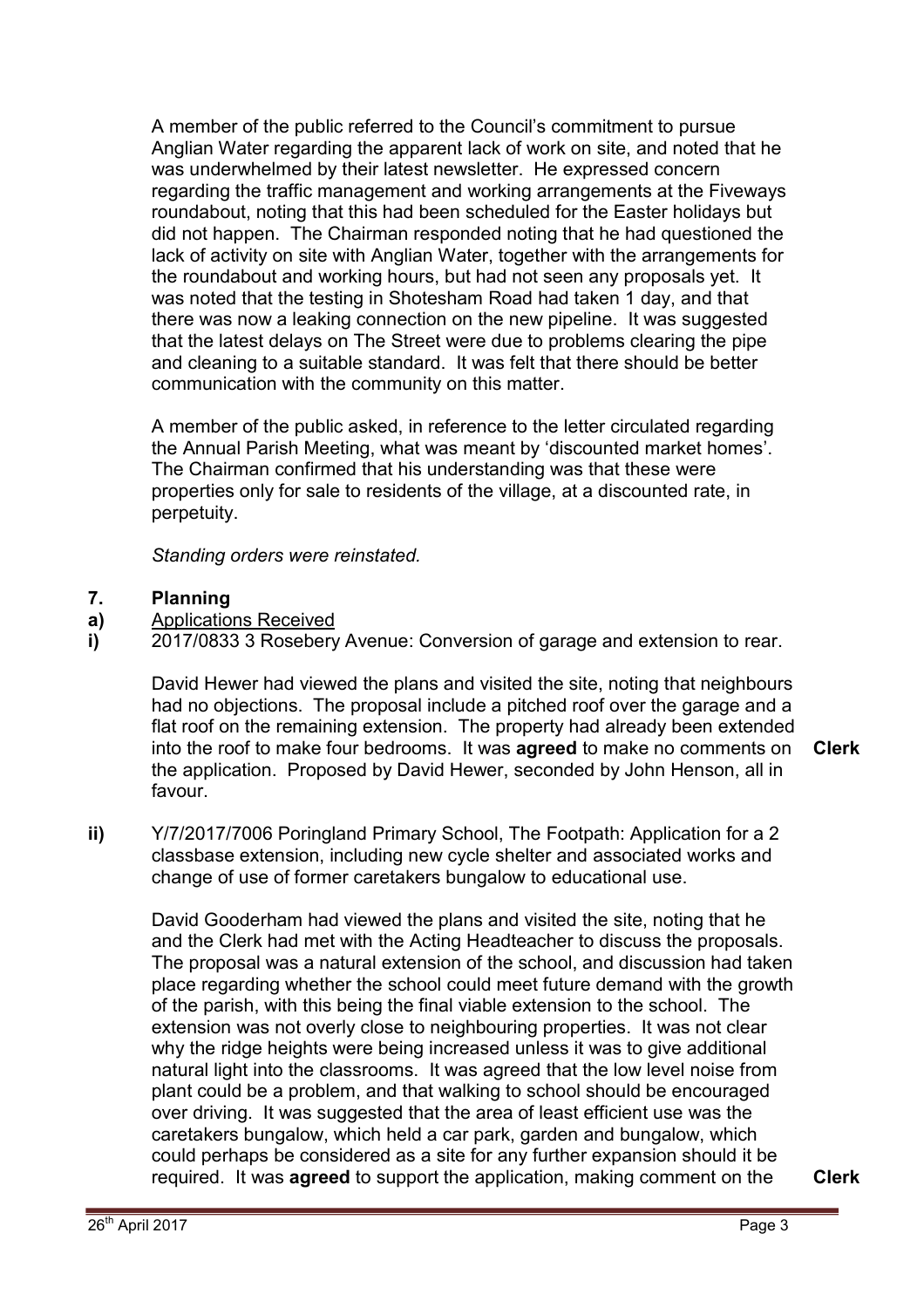A member of the public referred to the Council's commitment to pursue Anglian Water regarding the apparent lack of work on site, and noted that he was underwhelmed by their latest newsletter. He expressed concern regarding the traffic management and working arrangements at the Fiveways roundabout, noting that this had been scheduled for the Easter holidays but did not happen. The Chairman responded noting that he had questioned the lack of activity on site with Anglian Water, together with the arrangements for the roundabout and working hours, but had not seen any proposals yet. It was noted that the testing in Shotesham Road had taken 1 day, and that there was now a leaking connection on the new pipeline. It was suggested that the latest delays on The Street were due to problems clearing the pipe and cleaning to a suitable standard. It was felt that there should be better communication with the community on this matter.

A member of the public asked, in reference to the letter circulated regarding the Annual Parish Meeting, what was meant by 'discounted market homes'. The Chairman confirmed that his understanding was that these were properties only for sale to residents of the village, at a discounted rate, in perpetuity.

*Standing orders were reinstated.*

## 7. Planning

**a)** <u>Applications Received</u>

**i)** 2017/0833 3 Rosebery Avenue: Conversion of garage and extension to rear.

David Hewer had viewed the plans and visited the site, noting that neighbours had no objections. The proposal include a pitched roof over the garage and a flat roof on the remaining extension. The property had already been extended into the roof to make four bedrooms. It was **agreed** to make no comments on the application. Proposed by David Hewer, seconded by John Henson, all in favour. **Clerk**

**ii)** Y/7/2017/7006 Poringland Primary School, The Footpath: Application for a 2 classbase extension, including new cycle shelter and associated works and change of use of former caretakers bungalow to educational use.

David Gooderham had viewed the plans and visited the site, noting that he and the Clerk had met with the Acting Headteacher to discuss the proposals. The proposal was a natural extension of the school, and discussion had taken place regarding whether the school could meet future demand with the growth of the parish, with this being the final viable extension to the school. The extension was not overly close to neighbouring properties. It was not clear why the ridge heights were being increased unless it was to give additional natural light into the classrooms. It was agreed that the low level noise from plant could be a problem, and that walking to school should be encouraged over driving. It was suggested that the area of least efficient use was the caretakers bungalow, which held a car park, garden and bungalow, which could perhaps be considered as a site for any further expansion should it be required. It was **agreed** to support the application, making comment on the **Clerk**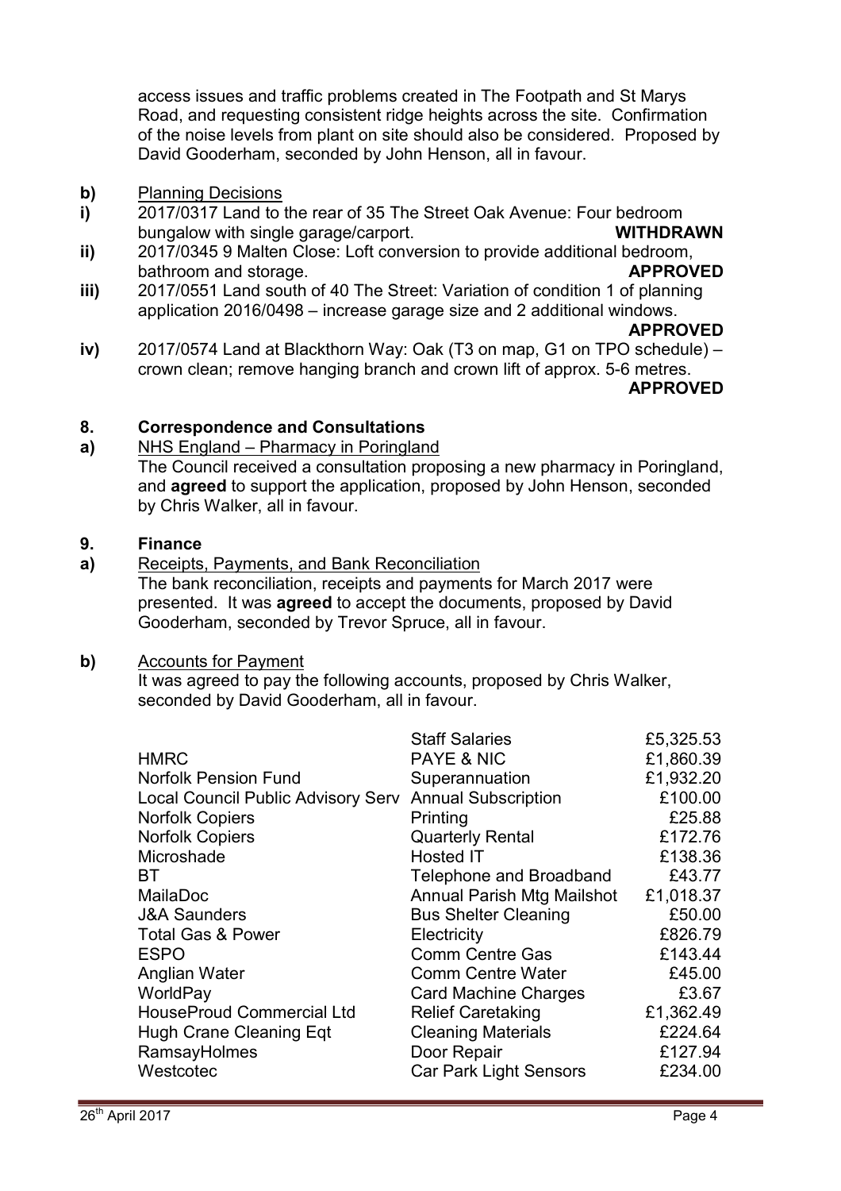access issues and traffic problems created in The Footpath and St Marys Road, and requesting consistent ridge heights across the site. Confirmation of the noise levels from plant on site should also be considered. Proposed by David Gooderham, seconded by John Henson, all in favour.

**b)** Planning Decisions

**i)** 2017/0317 Land to the rear of 35 The Street Oak Avenue: Four bedroom bungalow with single garage/carport. **WITHDRAWN**

**ii)** 2017/0345 9 Malten Close: Loft conversion to provide additional bedroom, bathroom and storage. **APPROVED**

**iii)** 2017/0551 Land south of 40 The Street: Variation of condition 1 of planning application 2016/0498 – increase garage size and 2 additional windows. **APPROVED**

**iv)** 2017/0574 Land at Blackthorn Way: Oak (T3 on map, G1 on TPO schedule) – crown clean; remove hanging branch and crown lift of approx. 5-6 metres. **APPROVED**

## 8. Correspondence and Consultations

**a)** NHS England – Pharmacy in Poringland

The Council received a consultation proposing a new pharmacy in Poringland, and **agreed** to support the application, proposed by John Henson, seconded by Chris Walker, all in favour.

## 9. Finance

**a)** Receipts, Payments, and Bank Reconciliation

The bank reconciliation, receipts and payments for March 2017 were presented. It was **agreed** to accept the documents, proposed by David Gooderham, seconded by Trevor Spruce, all in favour.

**b)** Accounts for Payment

It was agreed to pay the following accounts, proposed by Chris Walker, seconded by David Gooderham, all in favour.

| | | |
|---|---|---|
| | Staff Salaries | £5,325.53 |
| HMRC | PAYE & NIC | £1,860.39 |
| Norfolk Pension Fund | Superannuation | £1,932.20 |
| Local Council Public Advisory Serv | Annual Subscription | £100.00 |
| Norfolk Copiers | Printing | £25.88 |
| Norfolk Copiers | Quarterly Rental | £172.76 |
| Microshade | Hosted IT | £138.36 |
| BT | Telephone and Broadband | £43.77 |
| MailaDoc | Annual Parish Mtg Mailshot | £1,018.37 |
| J&A Saunders | Bus Shelter Cleaning | £50.00 |
| Total Gas & Power | Electricity | £826.79 |
| ESPO | Comm Centre Gas | £143.44 |
| Anglian Water | Comm Centre Water | £45.00 |
| WorldPay | Card Machine Charges | £3.67 |
| HouseProud Commercial Ltd | Relief Caretaking | £1,362.49 |
| Hugh Crane Cleaning Eqt | Cleaning Materials | £224.64 |
| RamsayHolmes | Door Repair | £127.94 |
| Westcotec | Car Park Light Sensors | £234.00 |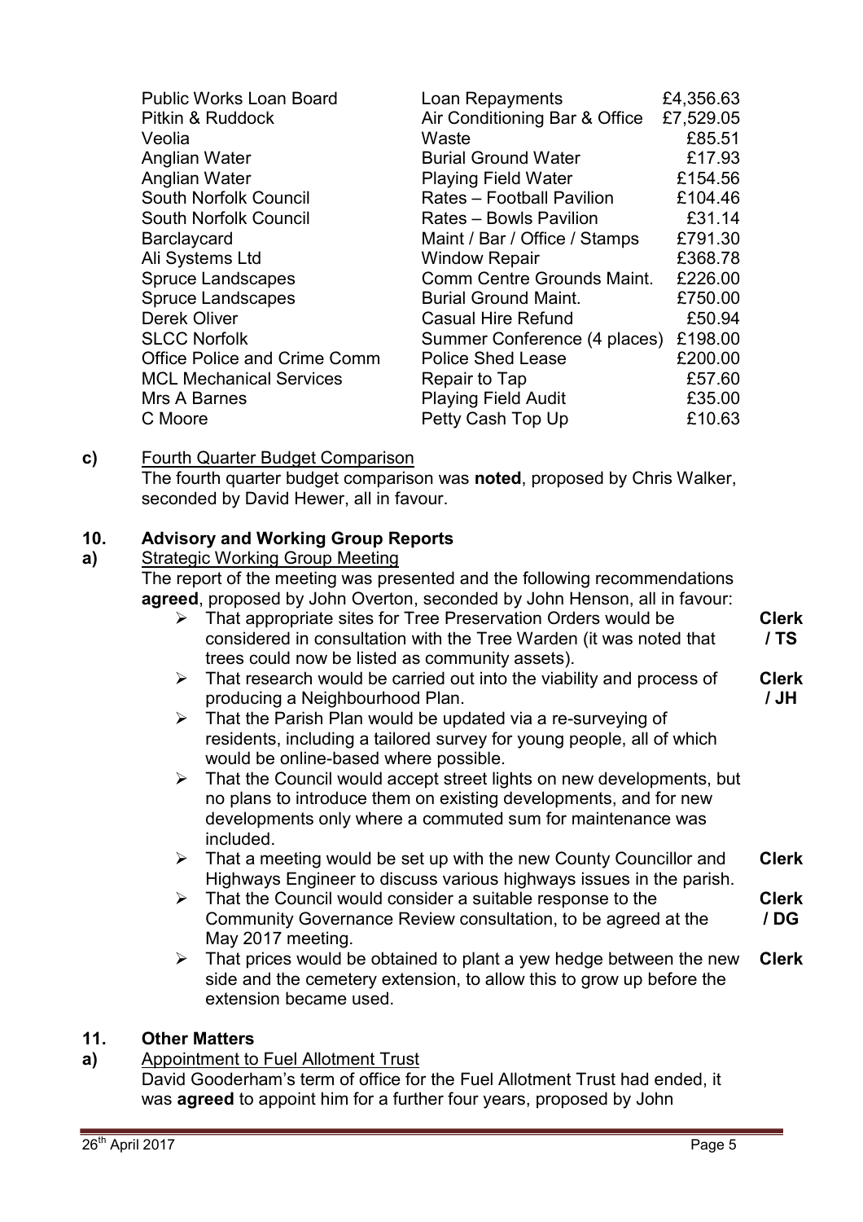| | | |
|---|---|---|
| Public Works Loan Board | Loan Repayments | £4,356.63 |
| Pitkin & Ruddock | Air Conditioning Bar & Office | £7,529.05 |
| Veolia | Waste | £85.51 |
| Anglian Water | Burial Ground Water | £17.93 |
| Anglian Water | Playing Field Water | £154.56 |
| South Norfolk Council | Rates – Football Pavilion | £104.46 |
| South Norfolk Council | Rates – Bowls Pavilion | £31.14 |
| Barclaycard | Maint / Bar / Office / Stamps | £791.30 |
| Ali Systems Ltd | Window Repair | £368.78 |
| Spruce Landscapes | Comm Centre Grounds Maint. | £226.00 |
| Spruce Landscapes | Burial Ground Maint. | £750.00 |
| Derek Oliver | Casual Hire Refund | £50.94 |
| SLCC Norfolk | Summer Conference (4 places) | £198.00 |
| Office Police and Crime Comm | Police Shed Lease | £200.00 |
| MCL Mechanical Services | Repair to Tap | £57.60 |
| Mrs A Barnes | Playing Field Audit | £35.00 |
| C Moore | Petty Cash Top Up | £10.63 |

**c)** Fourth Quarter Budget Comparison

The fourth quarter budget comparison was **noted**, proposed by Chris Walker, seconded by David Hewer, all in favour.

## 10. Advisory and Working Group Reports

**a)** Strategic Working Group Meeting

The report of the meeting was presented and the following recommendations **agreed**, proposed by John Overton, seconded by John Henson, all in favour:

- That appropriate sites for Tree Preservation Orders would be considered in consultation with the Tree Warden (it was noted that trees could now be listed as community assets). **Clerk / TS**
- That research would be carried out into the viability and process of producing a Neighbourhood Plan. **Clerk / JH**
- That the Parish Plan would be updated via a re-surveying of residents, including a tailored survey for young people, all of which would be online-based where possible.
- That the Council would accept street lights on new developments, but no plans to introduce them on existing developments, and for new developments only where a commuted sum for maintenance was included.
- That a meeting would be set up with the new County Councillor and Highways Engineer to discuss various highways issues in the parish. **Clerk**
- That the Council would consider a suitable response to the Community Governance Review consultation, to be agreed at the May 2017 meeting. **Clerk / DG**
- That prices would be obtained to plant a yew hedge between the new side and the cemetery extension, to allow this to grow up before the extension became used. **Clerk**

## 11. Other Matters

**a)** Appointment to Fuel Allotment Trust

David Gooderham's term of office for the Fuel Allotment Trust had ended, it was **agreed** to appoint him for a further four years, proposed by John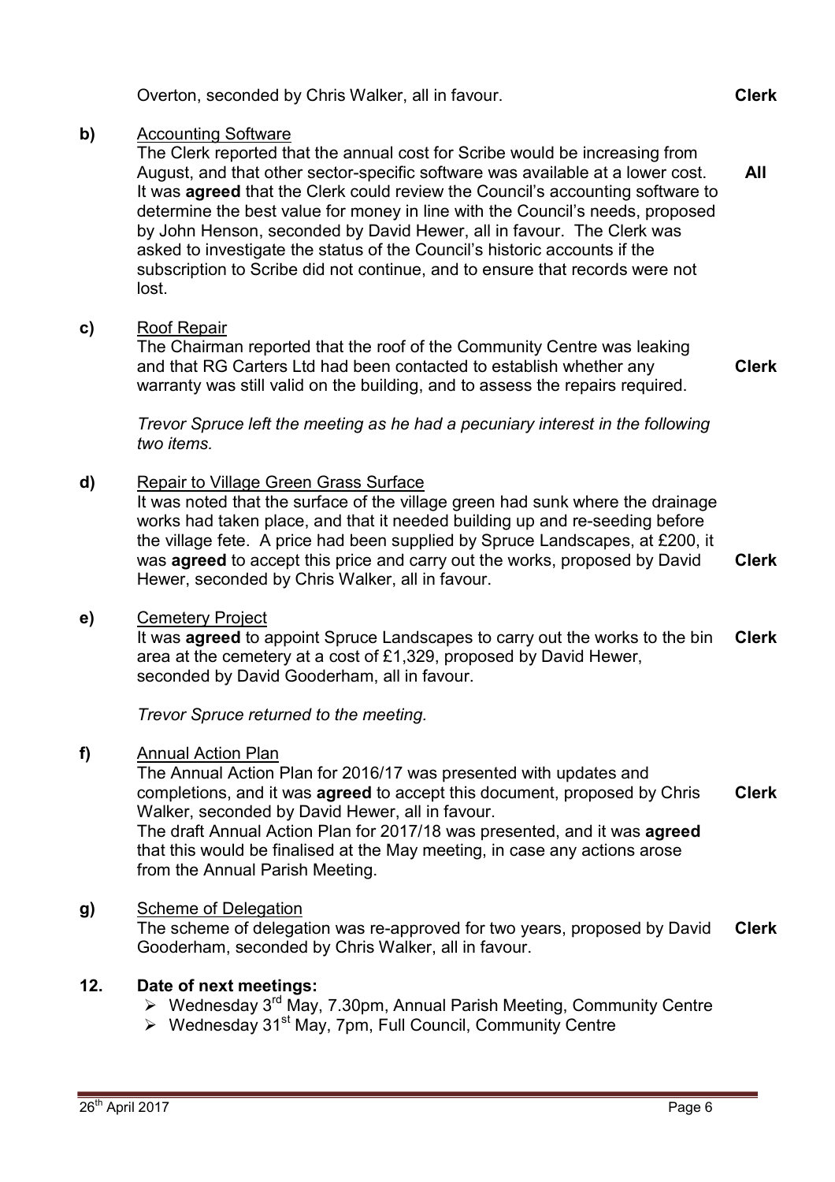Overton, seconded by Chris Walker, all in favour. **Clerk**

**b)** Accounting Software

The Clerk reported that the annual cost for Scribe would be increasing from August, and that other sector-specific software was available at a lower cost. It was **agreed** that the Clerk could review the Council's accounting software to determine the best value for money in line with the Council's needs, proposed by John Henson, seconded by David Hewer, all in favour. The Clerk was asked to investigate the status of the Council's historic accounts if the subscription to Scribe did not continue, and to ensure that records were not lost. **All**

**c)** Roof Repair

The Chairman reported that the roof of the Community Centre was leaking and that RG Carters Ltd had been contacted to establish whether any warranty was still valid on the building, and to assess the repairs required. **Clerk**

*Trevor Spruce left the meeting as he had a pecuniary interest in the following two items.*

**d)** Repair to Village Green Grass Surface

It was noted that the surface of the village green had sunk where the drainage works had taken place, and that it needed building up and re-seeding before the village fete. A price had been supplied by Spruce Landscapes, at £200, it was **agreed** to accept this price and carry out the works, proposed by David Hewer, seconded by Chris Walker, all in favour. **Clerk**

**e)** Cemetery Project

It was **agreed** to appoint Spruce Landscapes to carry out the works to the bin area at the cemetery at a cost of £1,329, proposed by David Hewer, seconded by David Gooderham, all in favour. **Clerk**

*Trevor Spruce returned to the meeting.*

**f)** Annual Action Plan

The Annual Action Plan for 2016/17 was presented with updates and completions, and it was **agreed** to accept this document, proposed by Chris Walker, seconded by David Hewer, all in favour. **Clerk**

The draft Annual Action Plan for 2017/18 was presented, and it was **agreed** that this would be finalised at the May meeting, in case any actions arose from the Annual Parish Meeting.

**g)** Scheme of Delegation

The scheme of delegation was re-approved for two years, proposed by David Gooderham, seconded by Chris Walker, all in favour. **Clerk**

**12. Date of next meetings:**

- Wednesday 3rd May, 7.30pm, Annual Parish Meeting, Community Centre
- Wednesday 31st May, 7pm, Full Council, Community Centre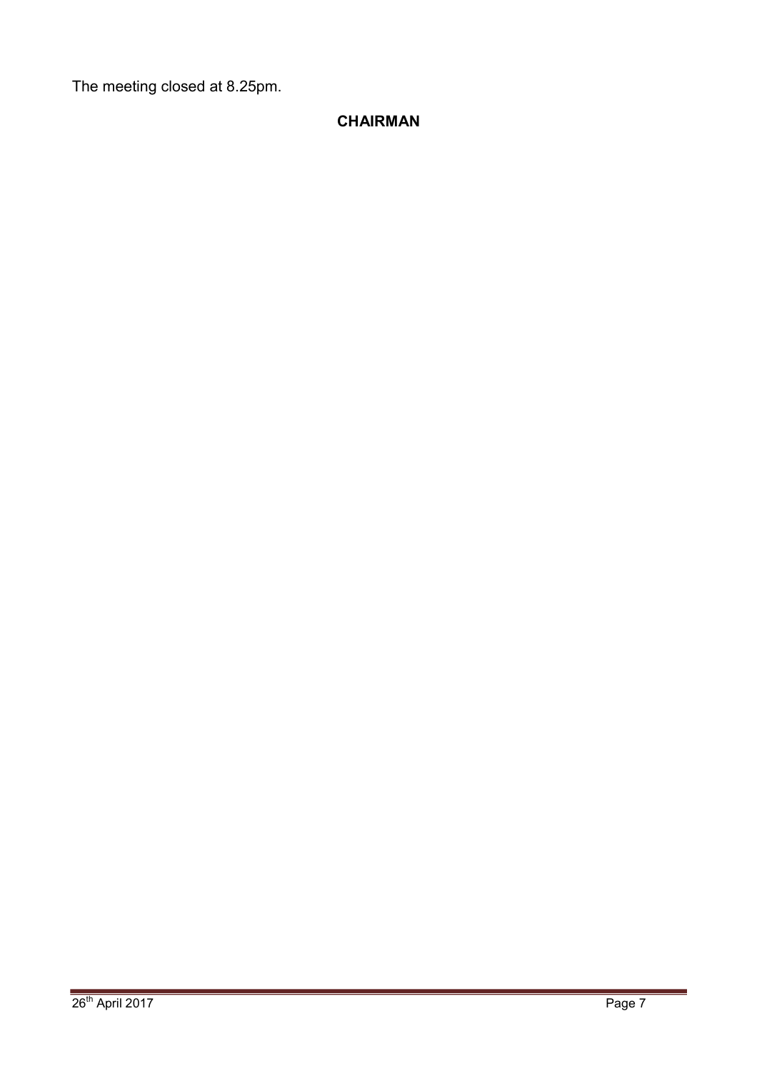The meeting closed at 8.25pm.

**CHAIRMAN**